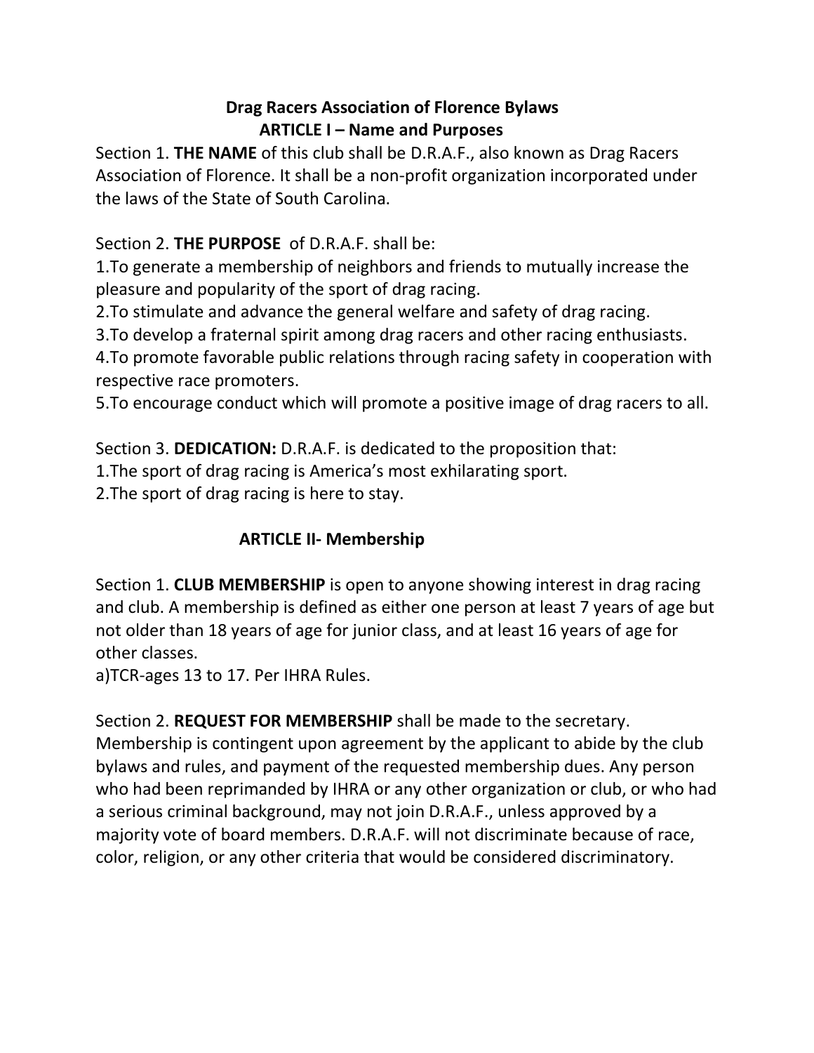# Drag Racers Association of Florence Bylaws

## ARTICLE I – Name and Purposes

Section 1. **THE NAME** of this club shall be D.R.A.F., also known as Drag Racers Association of Florence. It shall be a non-profit organization incorporated under the laws of the State of South Carolina.

Section 2. **THE PURPOSE** of D.R.A.F. shall be:

1.To generate a membership of neighbors and friends to mutually increase the pleasure and popularity of the sport of drag racing.
2.To stimulate and advance the general welfare and safety of drag racing.
3.To develop a fraternal spirit among drag racers and other racing enthusiasts.
4.To promote favorable public relations through racing safety in cooperation with respective race promoters.
5.To encourage conduct which will promote a positive image of drag racers to all.

Section 3. **DEDICATION:** D.R.A.F. is dedicated to the proposition that:

1.The sport of drag racing is America's most exhilarating sport.
2.The sport of drag racing is here to stay.

## ARTICLE II- Membership

Section 1. **CLUB MEMBERSHIP** is open to anyone showing interest in drag racing and club. A membership is defined as either one person at least 7 years of age but not older than 18 years of age for junior class, and at least 16 years of age for other classes.

a)TCR-ages 13 to 17. Per IHRA Rules.

Section 2. **REQUEST FOR MEMBERSHIP** shall be made to the secretary. Membership is contingent upon agreement by the applicant to abide by the club bylaws and rules, and payment of the requested membership dues. Any person who had been reprimanded by IHRA or any other organization or club, or who had a serious criminal background, may not join D.R.A.F., unless approved by a majority vote of board members. D.R.A.F. will not discriminate because of race, color, religion, or any other criteria that would be considered discriminatory.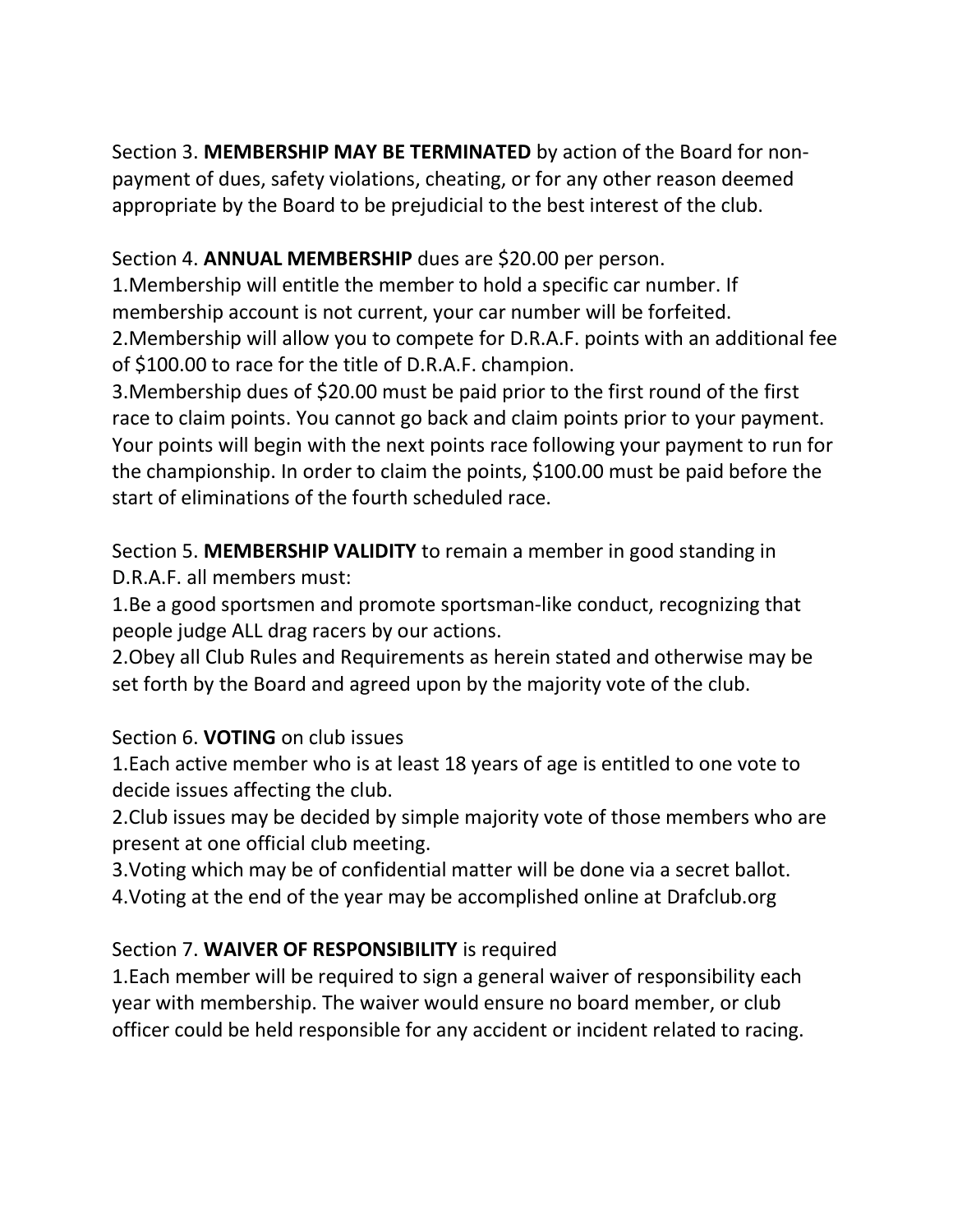Section 3. **MEMBERSHIP MAY BE TERMINATED** by action of the Board for non-payment of dues, safety violations, cheating, or for any other reason deemed appropriate by the Board to be prejudicial to the best interest of the club.

Section 4. **ANNUAL MEMBERSHIP** dues are $20.00 per person.

1.Membership will entitle the member to hold a specific car number. If membership account is not current, your car number will be forfeited.

2.Membership will allow you to compete for D.R.A.F. points with an additional fee of $100.00 to race for the title of D.R.A.F. champion.

3.Membership dues of $20.00 must be paid prior to the first round of the first race to claim points. You cannot go back and claim points prior to your payment. Your points will begin with the next points race following your payment to run for the championship. In order to claim the points, $100.00 must be paid before the start of eliminations of the fourth scheduled race.

Section 5. **MEMBERSHIP VALIDITY** to remain a member in good standing in D.R.A.F. all members must:

1.Be a good sportsmen and promote sportsman-like conduct, recognizing that people judge ALL drag racers by our actions.

2.Obey all Club Rules and Requirements as herein stated and otherwise may be set forth by the Board and agreed upon by the majority vote of the club.

Section 6. **VOTING** on club issues

1.Each active member who is at least 18 years of age is entitled to one vote to decide issues affecting the club.

2.Club issues may be decided by simple majority vote of those members who are present at one official club meeting.

3.Voting which may be of confidential matter will be done via a secret ballot.

4.Voting at the end of the year may be accomplished online at Drafclub.org

Section 7. **WAIVER OF RESPONSIBILITY** is required

1.Each member will be required to sign a general waiver of responsibility each year with membership. The waiver would ensure no board member, or club officer could be held responsible for any accident or incident related to racing.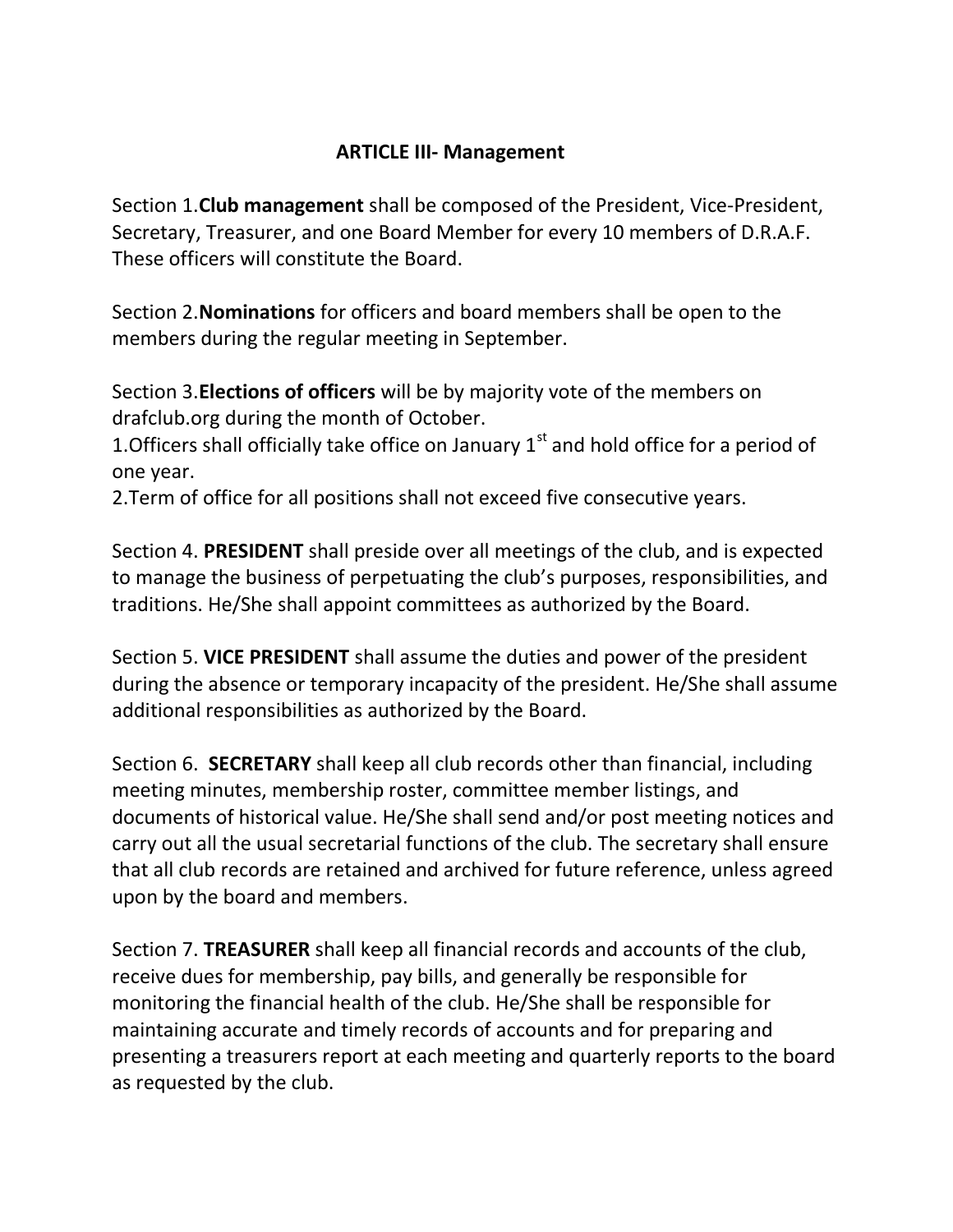## ARTICLE III- Management

Section 1.**Club management** shall be composed of the President, Vice-President, Secretary, Treasurer, and one Board Member for every 10 members of D.R.A.F. These officers will constitute the Board.

Section 2.**Nominations** for officers and board members shall be open to the members during the regular meeting in September.

Section 3.**Elections of officers** will be by majority vote of the members on drafclub.org during the month of October.
1.Officers shall officially take office on January 1st and hold office for a period of one year.
2.Term of office for all positions shall not exceed five consecutive years.

Section 4. **PRESIDENT** shall preside over all meetings of the club, and is expected to manage the business of perpetuating the club's purposes, responsibilities, and traditions. He/She shall appoint committees as authorized by the Board.

Section 5. **VICE PRESIDENT** shall assume the duties and power of the president during the absence or temporary incapacity of the president. He/She shall assume additional responsibilities as authorized by the Board.

Section 6. **SECRETARY** shall keep all club records other than financial, including meeting minutes, membership roster, committee member listings, and documents of historical value. He/She shall send and/or post meeting notices and carry out all the usual secretarial functions of the club. The secretary shall ensure that all club records are retained and archived for future reference, unless agreed upon by the board and members.

Section 7. **TREASURER** shall keep all financial records and accounts of the club, receive dues for membership, pay bills, and generally be responsible for monitoring the financial health of the club. He/She shall be responsible for maintaining accurate and timely records of accounts and for preparing and presenting a treasurers report at each meeting and quarterly reports to the board as requested by the club.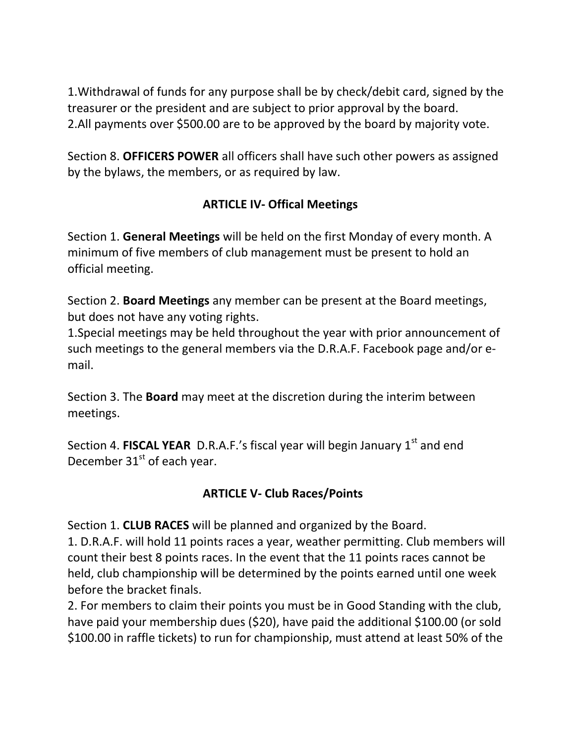1.Withdrawal of funds for any purpose shall be by check/debit card, signed by the treasurer or the president and are subject to prior approval by the board.
2.All payments over $500.00 are to be approved by the board by majority vote.

Section 8. **OFFICERS POWER** all officers shall have such other powers as assigned by the bylaws, the members, or as required by law.

## ARTICLE IV- Offical Meetings

Section 1. **General Meetings** will be held on the first Monday of every month. A minimum of five members of club management must be present to hold an official meeting.

Section 2. **Board Meetings** any member can be present at the Board meetings, but does not have any voting rights.
1.Special meetings may be held throughout the year with prior announcement of such meetings to the general members via the D.R.A.F. Facebook page and/or e-mail.

Section 3. The **Board** may meet at the discretion during the interim between meetings.

Section 4. **FISCAL YEAR** D.R.A.F.'s fiscal year will begin January 1st and end December 31st of each year.

## ARTICLE V- Club Races/Points

Section 1. **CLUB RACES** will be planned and organized by the Board.
1. D.R.A.F. will hold 11 points races a year, weather permitting. Club members will count their best 8 points races. In the event that the 11 points races cannot be held, club championship will be determined by the points earned until one week before the bracket finals.
2. For members to claim their points you must be in Good Standing with the club, have paid your membership dues ($20), have paid the additional $100.00 (or sold $100.00 in raffle tickets) to run for championship, must attend at least 50% of the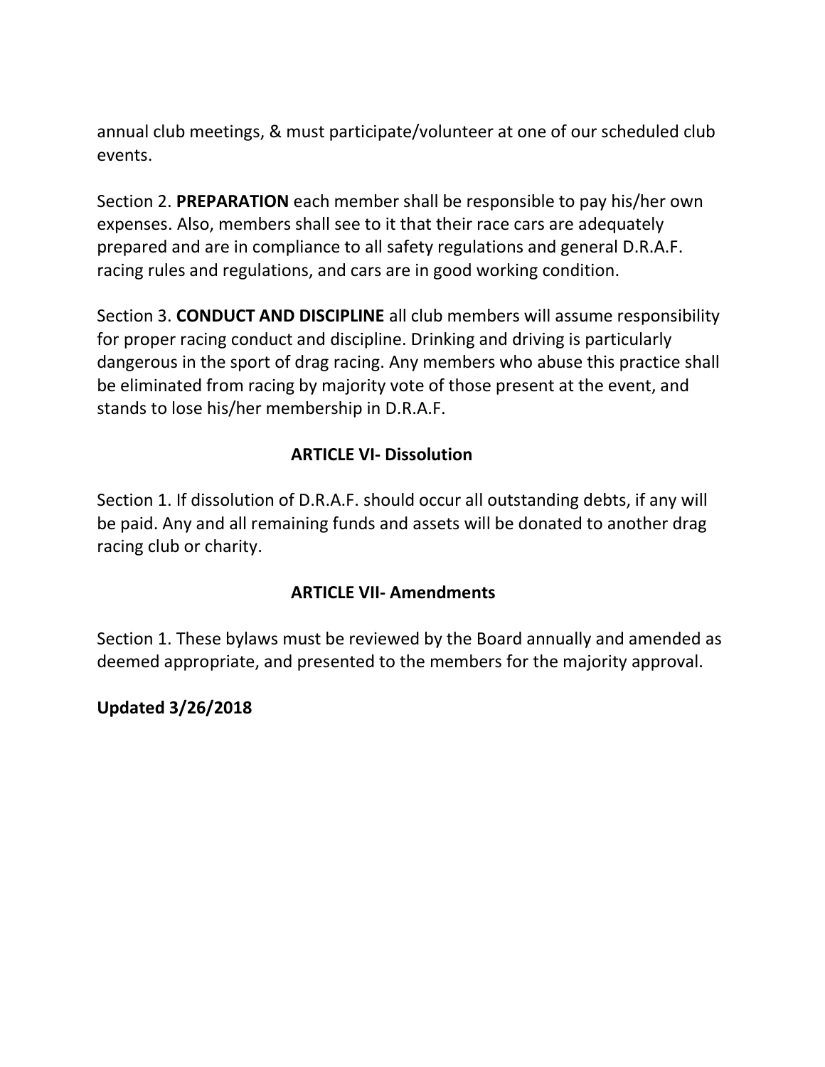annual club meetings, & must participate/volunteer at one of our scheduled club events.

Section 2. **PREPARATION** each member shall be responsible to pay his/her own expenses. Also, members shall see to it that their race cars are adequately prepared and are in compliance to all safety regulations and general D.R.A.F. racing rules and regulations, and cars are in good working condition.

Section 3. **CONDUCT AND DISCIPLINE** all club members will assume responsibility for proper racing conduct and discipline. Drinking and driving is particularly dangerous in the sport of drag racing. Any members who abuse this practice shall be eliminated from racing by majority vote of those present at the event, and stands to lose his/her membership in D.R.A.F.

## ARTICLE VI- Dissolution

Section 1. If dissolution of D.R.A.F. should occur all outstanding debts, if any will be paid. Any and all remaining funds and assets will be donated to another drag racing club or charity.

## ARTICLE VII- Amendments

Section 1. These bylaws must be reviewed by the Board annually and amended as deemed appropriate, and presented to the members for the majority approval.

**Updated 3/26/2018**